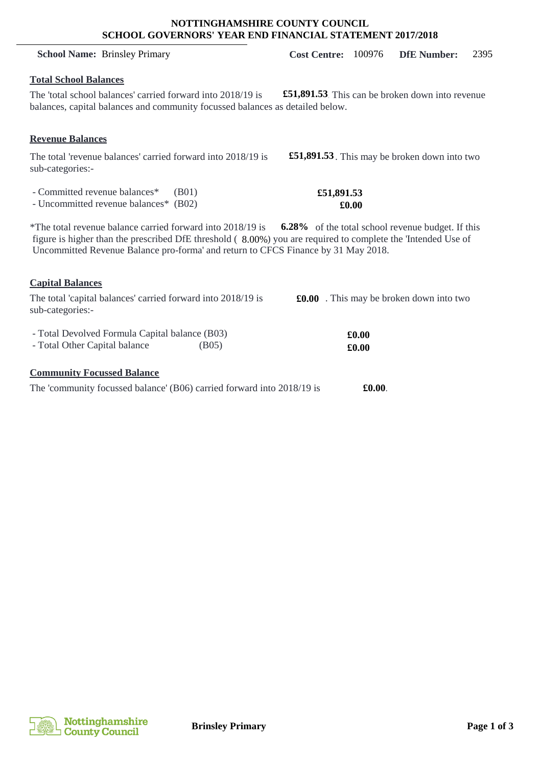**NOTTINGHAMSHIRE COUNTY COUNCIL**
**SCHOOL GOVERNORS' YEAR END FINANCIAL STATEMENT 2017/2018**

**School Name:** Brinsley Primary **Cost Centre:** 100976 **DfE Number:** 2395

## Total School Balances

The 'total school balances' carried forward into 2018/19 is **£51,891.53**. This can be broken down into revenue balances, capital balances and community focussed balances as detailed below.

## Revenue Balances

The total 'revenue balances' carried forward into 2018/19 is **£51,891.53**. This may be broken down into two sub-categories:-

| | | |
|---|---|---|
| - Committed revenue balances* | (B01) | **£51,891.53** |
| - Uncommitted revenue balances* | (B02) | **£0.00** |

*The total revenue balance carried forward into 2018/19 is **6.28%** of the total school revenue budget. If this figure is higher than the prescribed DfE threshold ( 8.00%) you are required to complete the 'Intended Use of Uncommitted Revenue Balance pro-forma' and return to CFCS Finance by 31 May 2018.

## Capital Balances

The total 'capital balances' carried forward into 2018/19 is **£0.00** . This may be broken down into two sub-categories:-

| | | |
|---|---|---|
| - Total Devolved Formula Capital balance | (B03) | **£0.00** |
| - Total Other Capital balance | (B05) | **£0.00** |

## Community Focussed Balance

The 'community focussed balance' (B06) carried forward into 2018/19 is **£0.00**.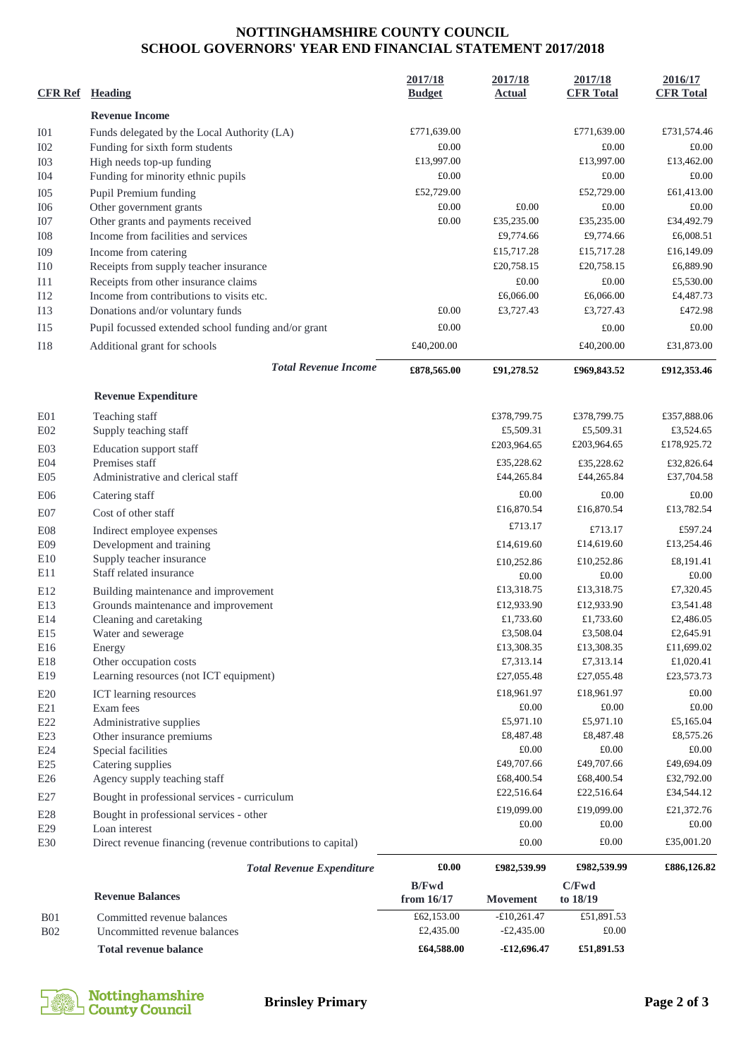# NOTTINGHAMSHIRE COUNTY COUNCIL
## SCHOOL GOVERNORS' YEAR END FINANCIAL STATEMENT 2017/2018

| CFR Ref | Heading | 2017/18 Budget | 2017/18 Actual | 2017/18 CFR Total | 2016/17 CFR Total |
|---|---|---|---|---|---|
| | **Revenue Income** | | | | |
| I01 | Funds delegated by the Local Authority (LA) | £771,639.00 | | £771,639.00 | £731,574.46 |
| I02 | Funding for sixth form students | £0.00 | | £0.00 | £0.00 |
| I03 | High needs top-up funding | £13,997.00 | | £13,997.00 | £13,462.00 |
| I04 | Funding for minority ethnic pupils | £0.00 | | £0.00 | £0.00 |
| I05 | Pupil Premium funding | £52,729.00 | | £52,729.00 | £61,413.00 |
| I06 | Other government grants | £0.00 | £0.00 | £0.00 | £0.00 |
| I07 | Other grants and payments received | £0.00 | £35,235.00 | £35,235.00 | £34,492.79 |
| I08 | Income from facilities and services | | £9,774.66 | £9,774.66 | £6,008.51 |
| I09 | Income from catering | | £15,717.28 | £15,717.28 | £16,149.09 |
| I10 | Receipts from supply teacher insurance | | £20,758.15 | £20,758.15 | £6,889.90 |
| I11 | Receipts from other insurance claims | | £0.00 | £0.00 | £5,530.00 |
| I12 | Income from contributions to visits etc. | | £6,066.00 | £6,066.00 | £4,487.73 |
| I13 | Donations and/or voluntary funds | £0.00 | £3,727.43 | £3,727.43 | £472.98 |
| I15 | Pupil focussed extended school funding and/or grant | £0.00 | | £0.00 | £0.00 |
| I18 | Additional grant for schools | £40,200.00 | | £40,200.00 | £31,873.00 |
| | ***Total Revenue Income*** | **£878,565.00** | **£91,278.52** | **£969,843.52** | **£912,353.46** |
| | **Revenue Expenditure** | | | | |
| E01 | Teaching staff | | £378,799.75 | £378,799.75 | £357,888.06 |
| E02 | Supply teaching staff | | £5,509.31 | £5,509.31 | £3,524.65 |
| E03 | Education support staff | | £203,964.65 | £203,964.65 | £178,925.72 |
| E04 | Premises staff | | £35,228.62 | £35,228.62 | £32,826.64 |
| E05 | Administrative and clerical staff | | £44,265.84 | £44,265.84 | £37,704.58 |
| E06 | Catering staff | | £0.00 | £0.00 | £0.00 |
| E07 | Cost of other staff | | £16,870.54 | £16,870.54 | £13,782.54 |
| E08 | Indirect employee expenses | | £713.17 | £713.17 | £597.24 |
| E09 | Development and training | | £14,619.60 | £14,619.60 | £13,254.46 |
| E10 | Supply teacher insurance | | £10,252.86 | £10,252.86 | £8,191.41 |
| E11 | Staff related insurance | | £0.00 | £0.00 | £0.00 |
| E12 | Building maintenance and improvement | | £13,318.75 | £13,318.75 | £7,320.45 |
| E13 | Grounds maintenance and improvement | | £12,933.90 | £12,933.90 | £3,541.48 |
| E14 | Cleaning and caretaking | | £1,733.60 | £1,733.60 | £2,486.05 |
| E15 | Water and sewerage | | £3,508.04 | £3,508.04 | £2,645.91 |
| E16 | Energy | | £13,308.35 | £13,308.35 | £11,699.02 |
| E18 | Other occupation costs | | £7,313.14 | £7,313.14 | £1,020.41 |
| E19 | Learning resources (not ICT equipment) | | £27,055.48 | £27,055.48 | £23,573.73 |
| E20 | ICT learning resources | | £18,961.97 | £18,961.97 | £0.00 |
| E21 | Exam fees | | £0.00 | £0.00 | £0.00 |
| E22 | Administrative supplies | | £5,971.10 | £5,971.10 | £5,165.04 |
| E23 | Other insurance premiums | | £8,487.48 | £8,487.48 | £8,575.26 |
| E24 | Special facilities | | £0.00 | £0.00 | £0.00 |
| E25 | Catering supplies | | £49,707.66 | £49,707.66 | £49,694.09 |
| E26 | Agency supply teaching staff | | £68,400.54 | £68,400.54 | £32,792.00 |
| E27 | Bought in professional services - curriculum | | £22,516.64 | £22,516.64 | £34,544.12 |
| E28 | Bought in professional services - other | | £19,099.00 | £19,099.00 | £21,372.76 |
| E29 | Loan interest | | £0.00 | £0.00 | £0.00 |
| E30 | Direct revenue financing (revenue contributions to capital) | | £0.00 | £0.00 | £35,001.20 |
| | ***Total Revenue Expenditure*** | **£0.00** | **£982,539.99** | **£982,539.99** | **£886,126.82** |

| | Revenue Balances | B/Fwd from 16/17 | Movement | C/Fwd to 18/19 |
|---|---|---|---|---|
| B01 | Committed revenue balances | £62,153.00 | -£10,261.47 | £51,891.53 |
| B02 | Uncommitted revenue balances | £2,435.00 | -£2,435.00 | £0.00 |
| | **Total revenue balance** | **£64,588.00** | **-£12,696.47** | **£51,891.53** |

**Brinsley Primary**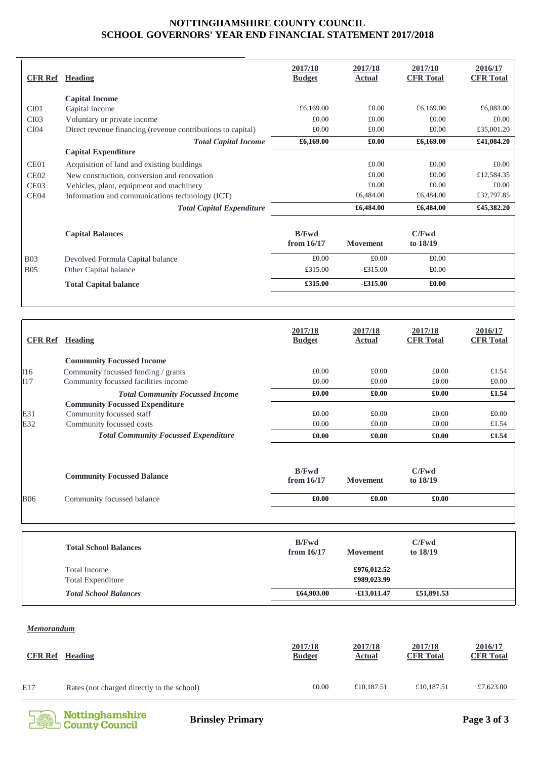# NOTTINGHAMSHIRE COUNTY COUNCIL
## SCHOOL GOVERNORS' YEAR END FINANCIAL STATEMENT 2017/2018

| CFR Ref | Heading | 2017/18 Budget | 2017/18 Actual | 2017/18 CFR Total | 2016/17 CFR Total |
|---|---|---|---|---|---|
| | **Capital Income** | | | | |
| CI01 | Capital income | £6,169.00 | £0.00 | £6,169.00 | £6,083.00 |
| CI03 | Voluntary or private income | £0.00 | £0.00 | £0.00 | £0.00 |
| CI04 | Direct revenue financing (revenue contributions to capital) | £0.00 | £0.00 | £0.00 | £35,001.20 |
| | ***Total Capital Income*** | **£6,169.00** | **£0.00** | **£6,169.00** | **£41,084.20** |
| | **Capital Expenditure** | | | | |
| CE01 | Acquisition of land and existing buildings | | £0.00 | £0.00 | £0.00 |
| CE02 | New construction, conversion and renovation | | £0.00 | £0.00 | £12,584.35 |
| CE03 | Vehicles, plant, equipment and machinery | | £0.00 | £0.00 | £0.00 |
| CE04 | Information and communications technology (ICT) | | £6,484.00 | £6,484.00 | £32,797.85 |
| | ***Total Capital Expenditure*** | | **£6,484.00** | **£6,484.00** | **£45,382.20** |

| | Capital Balances | B/Fwd from 16/17 | Movement | C/Fwd to 18/19 |
|---|---|---|---|---|
| B03 | Devolved Formula Capital balance | £0.00 | £0.00 | £0.00 |
| B05 | Other Capital balance | £315.00 | -£315.00 | £0.00 |
| | **Total Capital balance** | **£315.00** | **-£315.00** | **£0.00** |

| CFR Ref | Heading | 2017/18 Budget | 2017/18 Actual | 2017/18 CFR Total | 2016/17 CFR Total |
|---|---|---|---|---|---|
| | **Community Focussed Income** | | | | |
| I16 | Community focussed funding / grants | £0.00 | £0.00 | £0.00 | £1.54 |
| I17 | Community focussed facilities income | £0.00 | £0.00 | £0.00 | £0.00 |
| | ***Total Community Focussed Income*** | **£0.00** | **£0.00** | **£0.00** | **£1.54** |
| | **Community Focussed Expenditure** | | | | |
| E31 | Community focussed staff | £0.00 | £0.00 | £0.00 | £0.00 |
| E32 | Community focussed costs | £0.00 | £0.00 | £0.00 | £1.54 |
| | ***Total Community Focussed Expenditure*** | **£0.00** | **£0.00** | **£0.00** | **£1.54** |

| | Community Focussed Balance | B/Fwd from 16/17 | Movement | C/Fwd to 18/19 |
|---|---|---|---|---|
| B06 | Community focussed balance | **£0.00** | **£0.00** | **£0.00** |

| Total School Balances | B/Fwd from 16/17 | Movement | C/Fwd to 18/19 |
|---|---|---|---|
| Total Income | | **£976,012.52** | |
| Total Expenditure | | **£989,023.99** | |
| ***Total School Balances*** | **£64,903.00** | **-£13,011.47** | **£51,891.53** |

***Memorandum***

| CFR Ref | Heading | 2017/18 Budget | 2017/18 Actual | 2017/18 CFR Total | 2016/17 CFR Total |
|---|---|---|---|---|---|
| E17 | Rates (not charged directly to the school) | £0.00 | £10,187.51 | £10,187.51 | £7,623.00 |

Nottinghamshire County Council **Brinsley Primary**